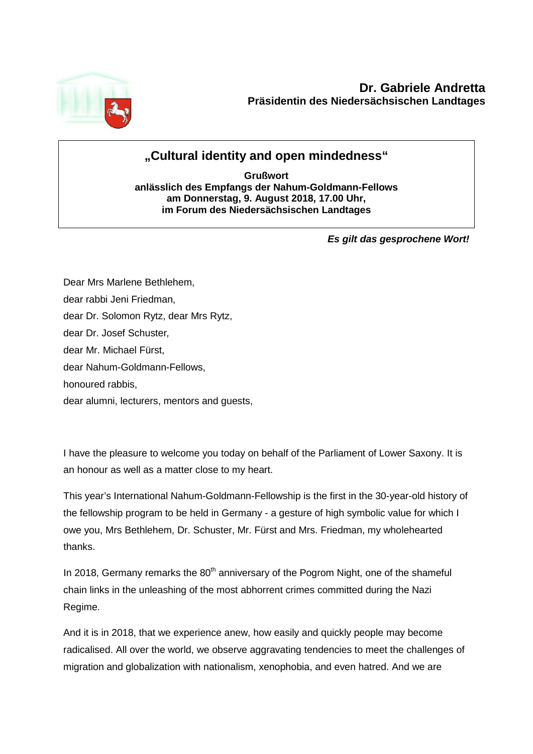**Dr. Gabriele Andretta**
**Präsidentin des Niedersächsischen Landtages**

## „Cultural identity and open mindedness“

**Grußwort**
**anlässlich des Empfangs der Nahum-Goldmann-Fellows**
**am Donnerstag, 9. August 2018, 17.00 Uhr,**
**im Forum des Niedersächsischen Landtages**

***Es gilt das gesprochene Wort!***

Dear Mrs Marlene Bethlehem,
dear rabbi Jeni Friedman,
dear Dr. Solomon Rytz, dear Mrs Rytz,
dear Dr. Josef Schuster,
dear Mr. Michael Fürst,
dear Nahum-Goldmann-Fellows,
honoured rabbis,
dear alumni, lecturers, mentors and guests,

I have the pleasure to welcome you today on behalf of the Parliament of Lower Saxony. It is an honour as well as a matter close to my heart.

This year's International Nahum-Goldmann-Fellowship is the first in the 30-year-old history of the fellowship program to be held in Germany - a gesture of high symbolic value for which I owe you, Mrs Bethlehem, Dr. Schuster, Mr. Fürst and Mrs. Friedman, my wholehearted thanks.

In 2018, Germany remarks the 80th anniversary of the Pogrom Night, one of the shameful chain links in the unleashing of the most abhorrent crimes committed during the Nazi Regime.

And it is in 2018, that we experience anew, how easily and quickly people may become radicalised. All over the world, we observe aggravating tendencies to meet the challenges of migration and globalization with nationalism, xenophobia, and even hatred. And we are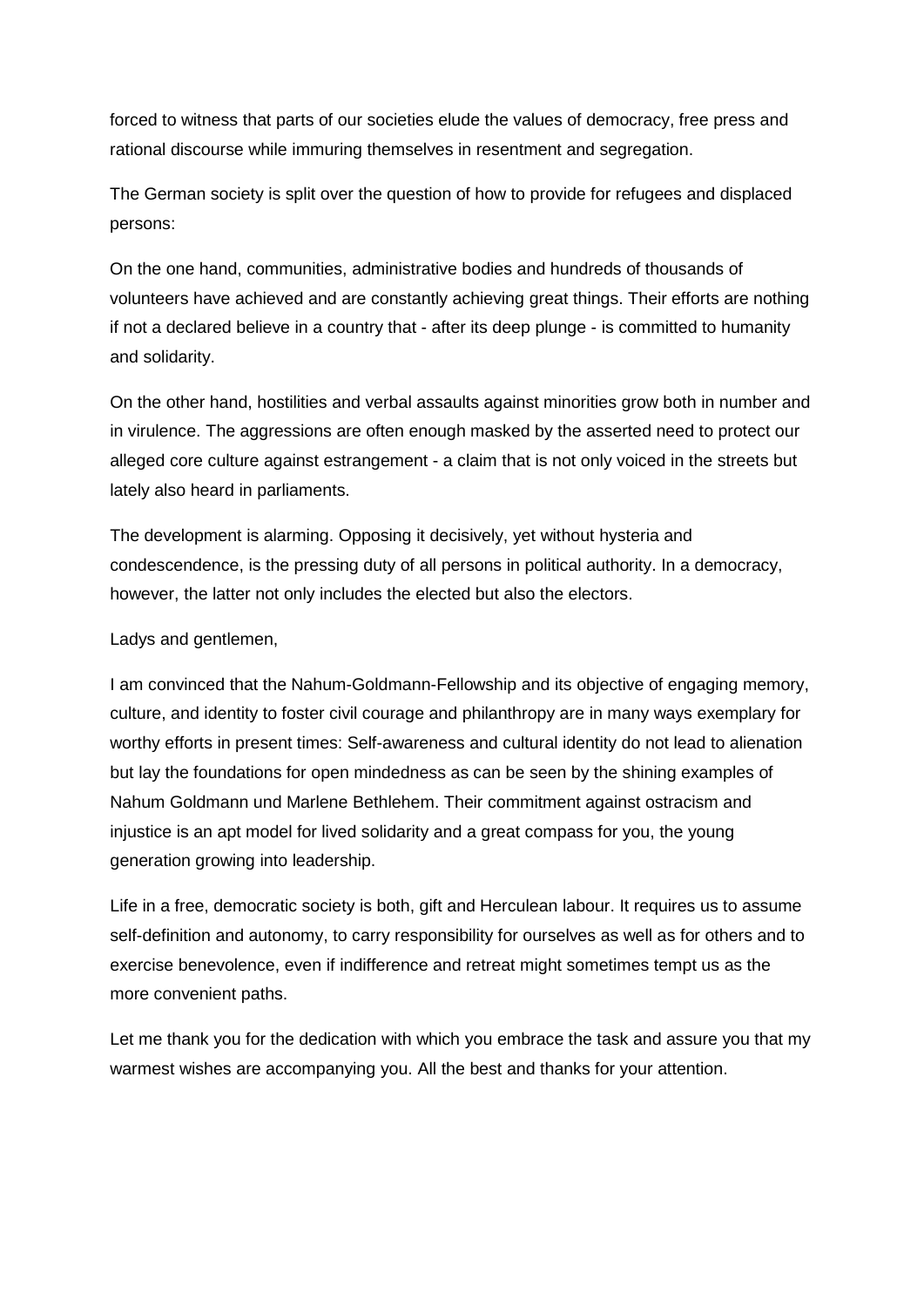forced to witness that parts of our societies elude the values of democracy, free press and rational discourse while immuring themselves in resentment and segregation.

The German society is split over the question of how to provide for refugees and displaced persons:

On the one hand, communities, administrative bodies and hundreds of thousands of volunteers have achieved and are constantly achieving great things. Their efforts are nothing if not a declared believe in a country that - after its deep plunge - is committed to humanity and solidarity.

On the other hand, hostilities and verbal assaults against minorities grow both in number and in virulence. The aggressions are often enough masked by the asserted need to protect our alleged core culture against estrangement - a claim that is not only voiced in the streets but lately also heard in parliaments.

The development is alarming. Opposing it decisively, yet without hysteria and condescendence, is the pressing duty of all persons in political authority. In a democracy, however, the latter not only includes the elected but also the electors.

Ladys and gentlemen,

I am convinced that the Nahum-Goldmann-Fellowship and its objective of engaging memory, culture, and identity to foster civil courage and philanthropy are in many ways exemplary for worthy efforts in present times: Self-awareness and cultural identity do not lead to alienation but lay the foundations for open mindedness as can be seen by the shining examples of Nahum Goldmann und Marlene Bethlehem. Their commitment against ostracism and injustice is an apt model for lived solidarity and a great compass for you, the young generation growing into leadership.

Life in a free, democratic society is both, gift and Herculean labour. It requires us to assume self-definition and autonomy, to carry responsibility for ourselves as well as for others and to exercise benevolence, even if indifference and retreat might sometimes tempt us as the more convenient paths.

Let me thank you for the dedication with which you embrace the task and assure you that my warmest wishes are accompanying you. All the best and thanks for your attention.